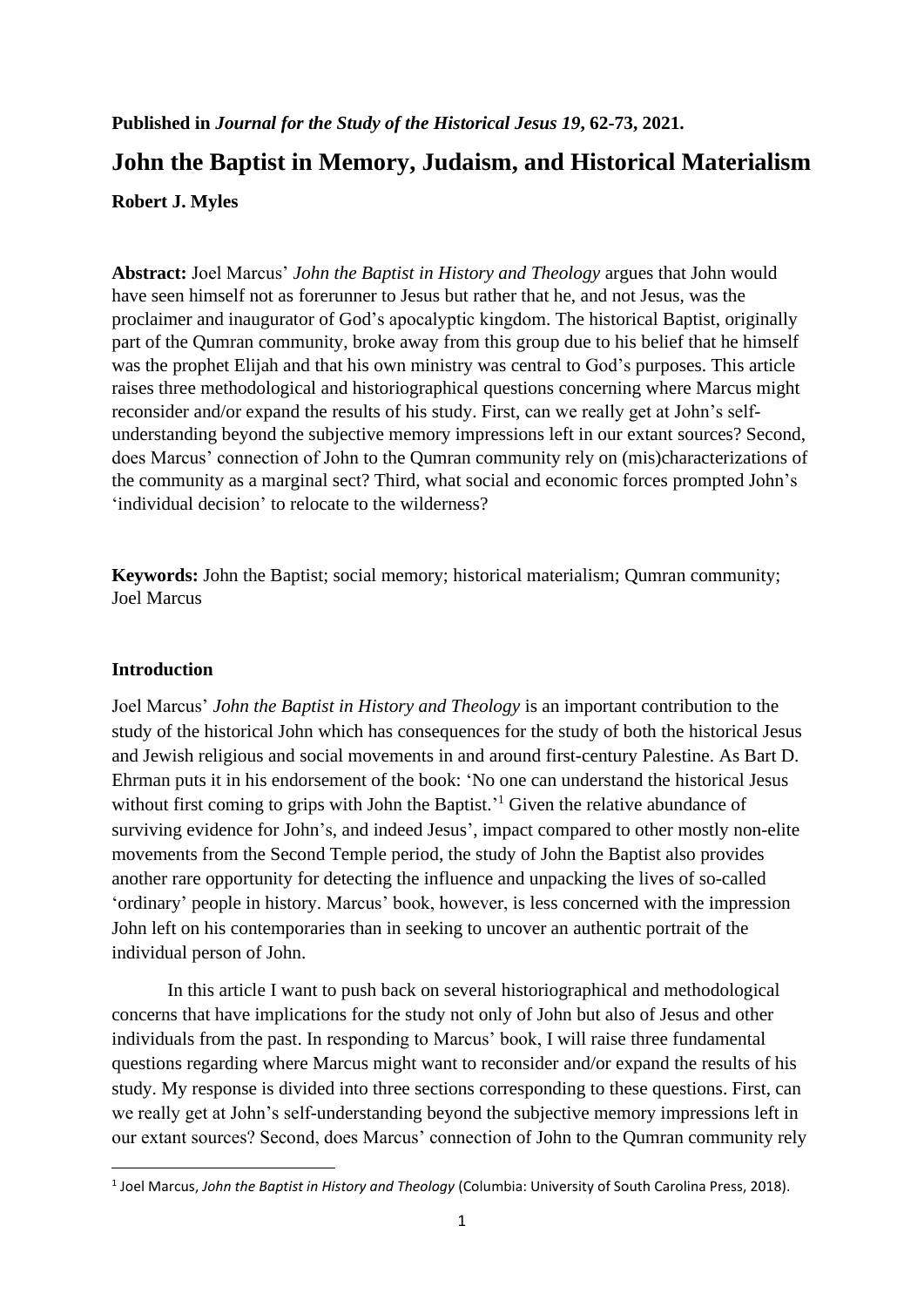**Published in *Journal for the Study of the Historical Jesus 19*, 62-73, 2021.**

# John the Baptist in Memory, Judaism, and Historical Materialism

**Robert J. Myles**

**Abstract:** Joel Marcus' *John the Baptist in History and Theology* argues that John would have seen himself not as forerunner to Jesus but rather that he, and not Jesus, was the proclaimer and inaugurator of God's apocalyptic kingdom. The historical Baptist, originally part of the Qumran community, broke away from this group due to his belief that he himself was the prophet Elijah and that his own ministry was central to God's purposes. This article raises three methodological and historiographical questions concerning where Marcus might reconsider and/or expand the results of his study. First, can we really get at John's self-understanding beyond the subjective memory impressions left in our extant sources? Second, does Marcus' connection of John to the Qumran community rely on (mis)characterizations of the community as a marginal sect? Third, what social and economic forces prompted John's 'individual decision' to relocate to the wilderness?

**Keywords:** John the Baptist; social memory; historical materialism; Qumran community; Joel Marcus

## Introduction

Joel Marcus' *John the Baptist in History and Theology* is an important contribution to the study of the historical John which has consequences for the study of both the historical Jesus and Jewish religious and social movements in and around first-century Palestine. As Bart D. Ehrman puts it in his endorsement of the book: 'No one can understand the historical Jesus without first coming to grips with John the Baptist.'[1] Given the relative abundance of surviving evidence for John's, and indeed Jesus', impact compared to other mostly non-elite movements from the Second Temple period, the study of John the Baptist also provides another rare opportunity for detecting the influence and unpacking the lives of so-called 'ordinary' people in history. Marcus' book, however, is less concerned with the impression John left on his contemporaries than in seeking to uncover an authentic portrait of the individual person of John.

In this article I want to push back on several historiographical and methodological concerns that have implications for the study not only of John but also of Jesus and other individuals from the past. In responding to Marcus' book, I will raise three fundamental questions regarding where Marcus might want to reconsider and/or expand the results of his study. My response is divided into three sections corresponding to these questions. First, can we really get at John's self-understanding beyond the subjective memory impressions left in our extant sources? Second, does Marcus' connection of John to the Qumran community rely

[1] Joel Marcus, *John the Baptist in History and Theology* (Columbia: University of South Carolina Press, 2018).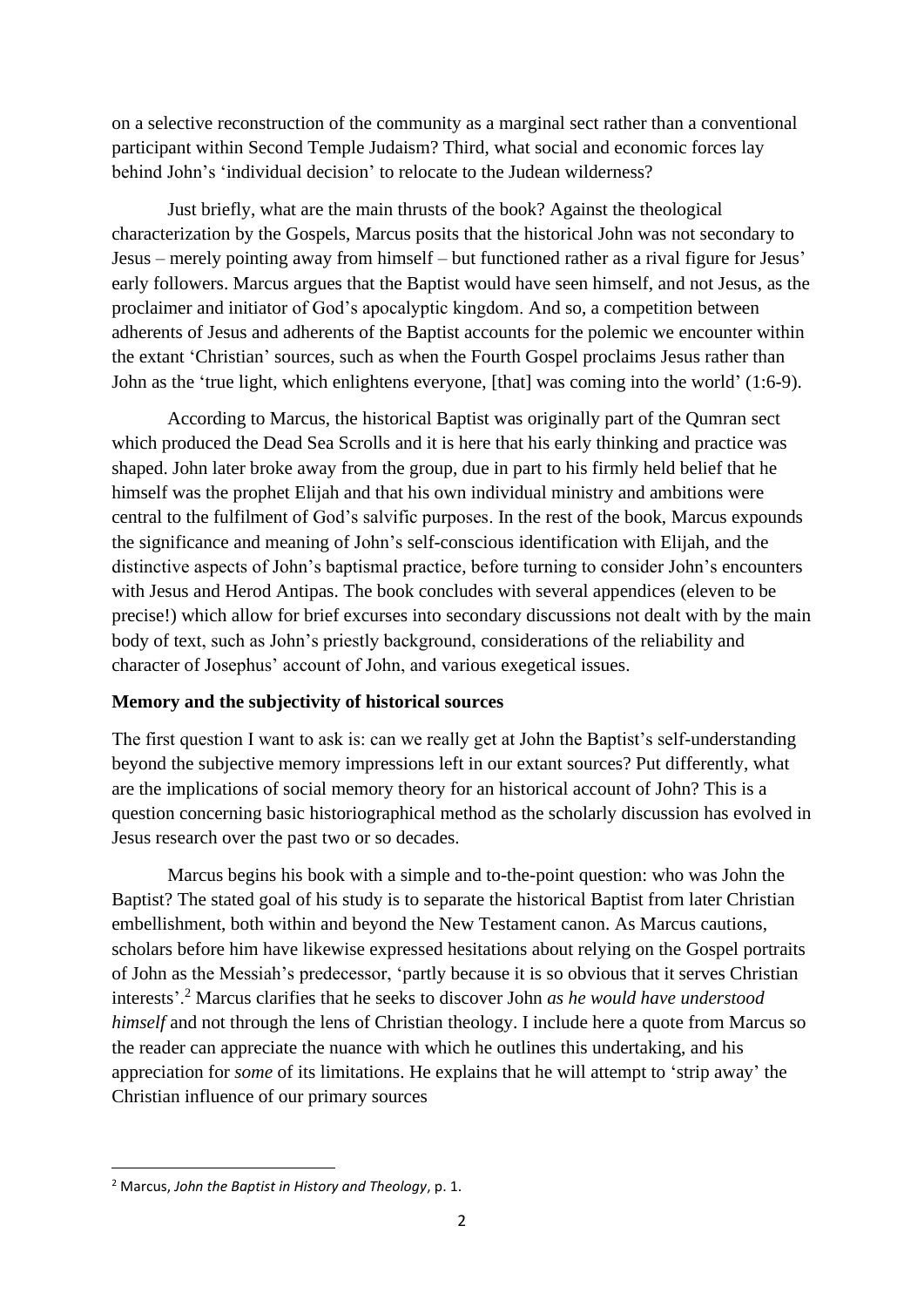on a selective reconstruction of the community as a marginal sect rather than a conventional participant within Second Temple Judaism? Third, what social and economic forces lay behind John's 'individual decision' to relocate to the Judean wilderness?

Just briefly, what are the main thrusts of the book? Against the theological characterization by the Gospels, Marcus posits that the historical John was not secondary to Jesus – merely pointing away from himself – but functioned rather as a rival figure for Jesus' early followers. Marcus argues that the Baptist would have seen himself, and not Jesus, as the proclaimer and initiator of God's apocalyptic kingdom. And so, a competition between adherents of Jesus and adherents of the Baptist accounts for the polemic we encounter within the extant 'Christian' sources, such as when the Fourth Gospel proclaims Jesus rather than John as the 'true light, which enlightens everyone, [that] was coming into the world' (1:6-9).

According to Marcus, the historical Baptist was originally part of the Qumran sect which produced the Dead Sea Scrolls and it is here that his early thinking and practice was shaped. John later broke away from the group, due in part to his firmly held belief that he himself was the prophet Elijah and that his own individual ministry and ambitions were central to the fulfilment of God's salvific purposes. In the rest of the book, Marcus expounds the significance and meaning of John's self-conscious identification with Elijah, and the distinctive aspects of John's baptismal practice, before turning to consider John's encounters with Jesus and Herod Antipas. The book concludes with several appendices (eleven to be precise!) which allow for brief excurses into secondary discussions not dealt with by the main body of text, such as John's priestly background, considerations of the reliability and character of Josephus' account of John, and various exegetical issues.

**Memory and the subjectivity of historical sources**

The first question I want to ask is: can we really get at John the Baptist's self-understanding beyond the subjective memory impressions left in our extant sources? Put differently, what are the implications of social memory theory for an historical account of John? This is a question concerning basic historiographical method as the scholarly discussion has evolved in Jesus research over the past two or so decades.

Marcus begins his book with a simple and to-the-point question: who was John the Baptist? The stated goal of his study is to separate the historical Baptist from later Christian embellishment, both within and beyond the New Testament canon. As Marcus cautions, scholars before him have likewise expressed hesitations about relying on the Gospel portraits of John as the Messiah's predecessor, 'partly because it is so obvious that it serves Christian interests'.[2] Marcus clarifies that he seeks to discover John *as he would have understood himself* and not through the lens of Christian theology. I include here a quote from Marcus so the reader can appreciate the nuance with which he outlines this undertaking, and his appreciation for *some* of its limitations. He explains that he will attempt to 'strip away' the Christian influence of our primary sources

[2] Marcus, *John the Baptist in History and Theology*, p. 1.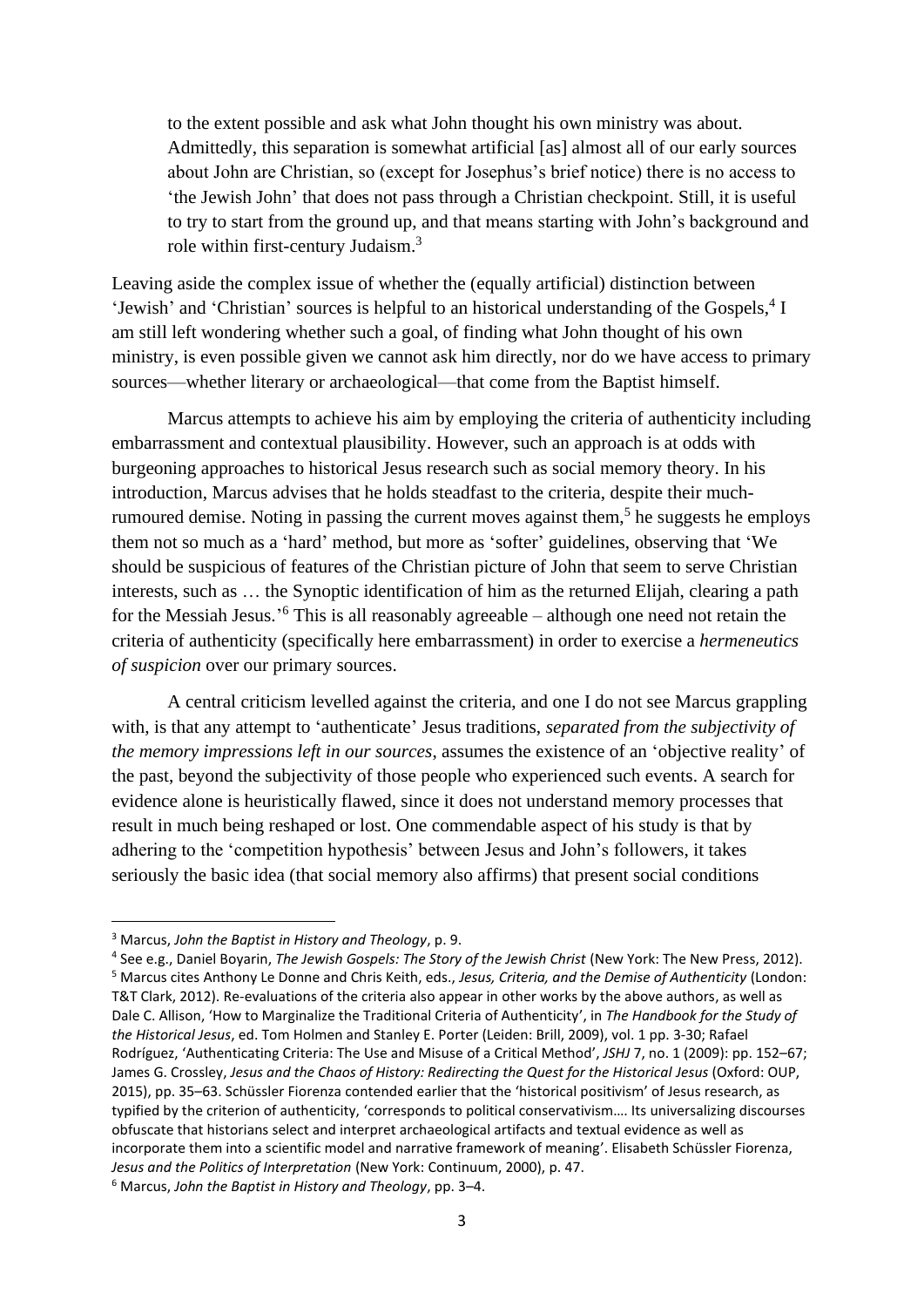> to the extent possible and ask what John thought his own ministry was about. Admittedly, this separation is somewhat artificial [as] almost all of our early sources about John are Christian, so (except for Josephus's brief notice) there is no access to 'the Jewish John' that does not pass through a Christian checkpoint. Still, it is useful to try to start from the ground up, and that means starting with John's background and role within first-century Judaism.[3]

Leaving aside the complex issue of whether the (equally artificial) distinction between 'Jewish' and 'Christian' sources is helpful to an historical understanding of the Gospels,[4] I am still left wondering whether such a goal, of finding what John thought of his own ministry, is even possible given we cannot ask him directly, nor do we have access to primary sources—whether literary or archaeological—that come from the Baptist himself.

Marcus attempts to achieve his aim by employing the criteria of authenticity including embarrassment and contextual plausibility. However, such an approach is at odds with burgeoning approaches to historical Jesus research such as social memory theory. In his introduction, Marcus advises that he holds steadfast to the criteria, despite their much-rumoured demise. Noting in passing the current moves against them,[5] he suggests he employs them not so much as a 'hard' method, but more as 'softer' guidelines, observing that 'We should be suspicious of features of the Christian picture of John that seem to serve Christian interests, such as … the Synoptic identification of him as the returned Elijah, clearing a path for the Messiah Jesus.'[6] This is all reasonably agreeable – although one need not retain the criteria of authenticity (specifically here embarrassment) in order to exercise a *hermeneutics of suspicion* over our primary sources.

A central criticism levelled against the criteria, and one I do not see Marcus grappling with, is that any attempt to 'authenticate' Jesus traditions, *separated from the subjectivity of the memory impressions left in our sources*, assumes the existence of an 'objective reality' of the past, beyond the subjectivity of those people who experienced such events. A search for evidence alone is heuristically flawed, since it does not understand memory processes that result in much being reshaped or lost. One commendable aspect of his study is that by adhering to the 'competition hypothesis' between Jesus and John's followers, it takes seriously the basic idea (that social memory also affirms) that present social conditions

---

[3] Marcus, *John the Baptist in History and Theology*, p. 9.

[4] See e.g., Daniel Boyarin, *The Jewish Gospels: The Story of the Jewish Christ* (New York: The New Press, 2012).

[5] Marcus cites Anthony Le Donne and Chris Keith, eds., *Jesus, Criteria, and the Demise of Authenticity* (London: T&T Clark, 2012). Re-evaluations of the criteria also appear in other works by the above authors, as well as Dale C. Allison, 'How to Marginalize the Traditional Criteria of Authenticity', in *The Handbook for the Study of the Historical Jesus*, ed. Tom Holmen and Stanley E. Porter (Leiden: Brill, 2009), vol. 1 pp. 3-30; Rafael Rodríguez, 'Authenticating Criteria: The Use and Misuse of a Critical Method', *JSHJ* 7, no. 1 (2009): pp. 152–67; James G. Crossley, *Jesus and the Chaos of History: Redirecting the Quest for the Historical Jesus* (Oxford: OUP, 2015), pp. 35–63. Schüssler Fiorenza contended earlier that the 'historical positivism' of Jesus research, as typified by the criterion of authenticity, 'corresponds to political conservativism…. Its universalizing discourses obfuscate that historians select and interpret archaeological artifacts and textual evidence as well as incorporate them into a scientific model and narrative framework of meaning'. Elisabeth Schüssler Fiorenza, *Jesus and the Politics of Interpretation* (New York: Continuum, 2000), p. 47.

[6] Marcus, *John the Baptist in History and Theology*, pp. 3–4.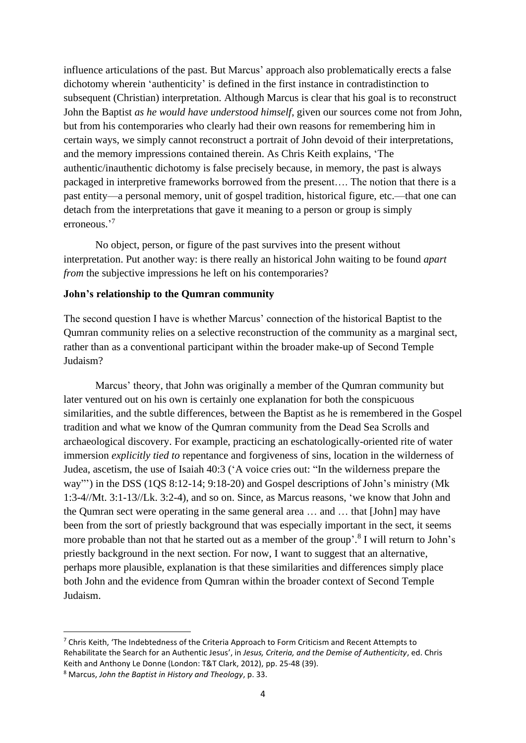influence articulations of the past. But Marcus' approach also problematically erects a false dichotomy wherein 'authenticity' is defined in the first instance in contradistinction to subsequent (Christian) interpretation. Although Marcus is clear that his goal is to reconstruct John the Baptist *as he would have understood himself*, given our sources come not from John, but from his contemporaries who clearly had their own reasons for remembering him in certain ways, we simply cannot reconstruct a portrait of John devoid of their interpretations, and the memory impressions contained therein. As Chris Keith explains, 'The authentic/inauthentic dichotomy is false precisely because, in memory, the past is always packaged in interpretive frameworks borrowed from the present…. The notion that there is a past entity—a personal memory, unit of gospel tradition, historical figure, etc.—that one can detach from the interpretations that gave it meaning to a person or group is simply erroneous.'[7]

No object, person, or figure of the past survives into the present without interpretation. Put another way: is there really an historical John waiting to be found *apart from* the subjective impressions he left on his contemporaries?

**John's relationship to the Qumran community**

The second question I have is whether Marcus' connection of the historical Baptist to the Qumran community relies on a selective reconstruction of the community as a marginal sect, rather than as a conventional participant within the broader make-up of Second Temple Judaism?

Marcus' theory, that John was originally a member of the Qumran community but later ventured out on his own is certainly one explanation for both the conspicuous similarities, and the subtle differences, between the Baptist as he is remembered in the Gospel tradition and what we know of the Qumran community from the Dead Sea Scrolls and archaeological discovery. For example, practicing an eschatologically-oriented rite of water immersion *explicitly tied to* repentance and forgiveness of sins, location in the wilderness of Judea, ascetism, the use of Isaiah 40:3 ('A voice cries out: "In the wilderness prepare the way"') in the DSS (1QS 8:12-14; 9:18-20) and Gospel descriptions of John's ministry (Mk 1:3-4//Mt. 3:1-13//Lk. 3:2-4), and so on. Since, as Marcus reasons, 'we know that John and the Qumran sect were operating in the same general area … and … that [John] may have been from the sort of priestly background that was especially important in the sect, it seems more probable than not that he started out as a member of the group'.[8] I will return to John's priestly background in the next section. For now, I want to suggest that an alternative, perhaps more plausible, explanation is that these similarities and differences simply place both John and the evidence from Qumran within the broader context of Second Temple Judaism.

---

[7] Chris Keith, 'The Indebtedness of the Criteria Approach to Form Criticism and Recent Attempts to Rehabilitate the Search for an Authentic Jesus', in *Jesus, Criteria, and the Demise of Authenticity*, ed. Chris Keith and Anthony Le Donne (London: T&T Clark, 2012), pp. 25-48 (39).

[8] Marcus, *John the Baptist in History and Theology*, p. 33.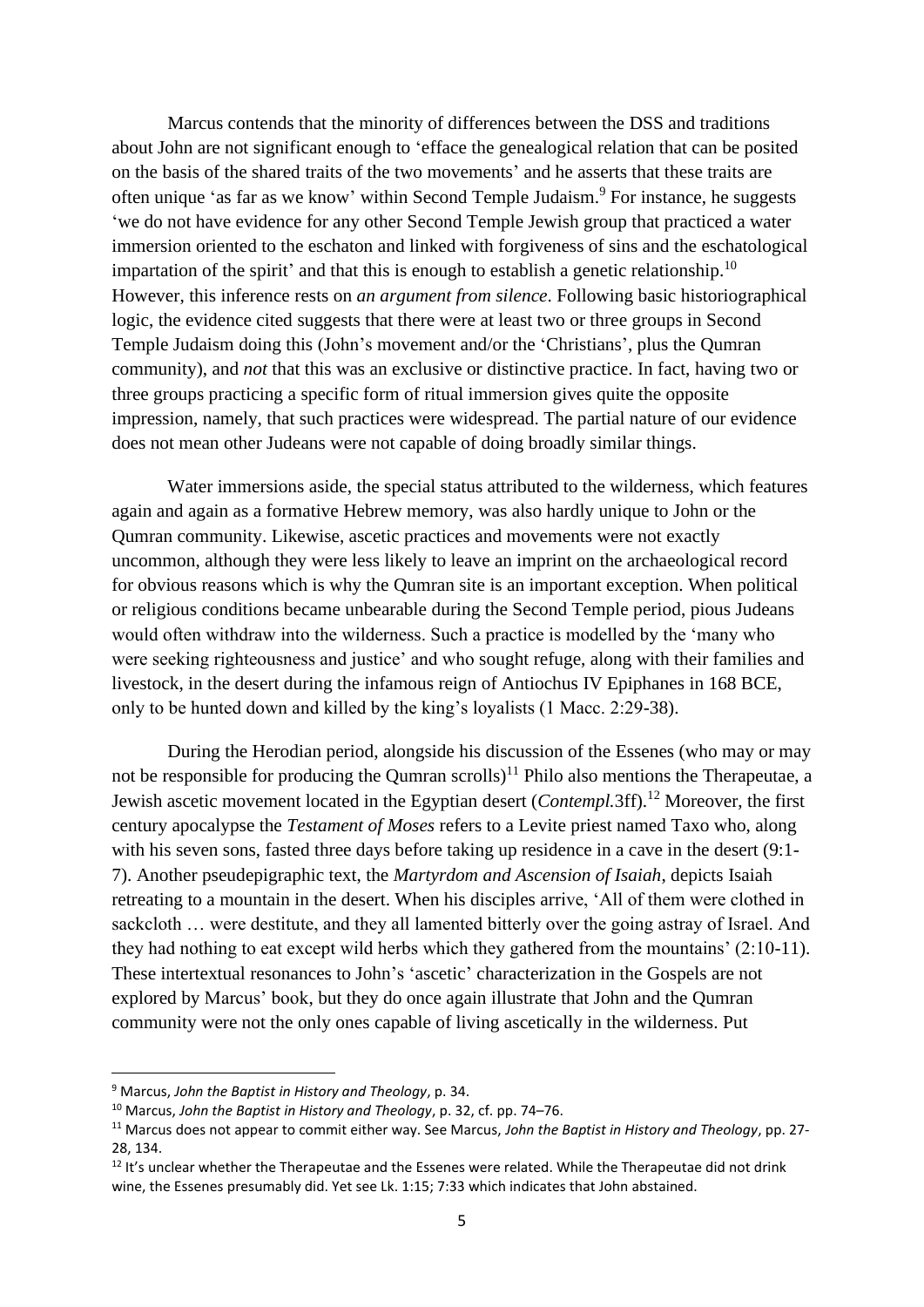Marcus contends that the minority of differences between the DSS and traditions about John are not significant enough to 'efface the genealogical relation that can be posited on the basis of the shared traits of the two movements' and he asserts that these traits are often unique 'as far as we know' within Second Temple Judaism.[9] For instance, he suggests 'we do not have evidence for any other Second Temple Jewish group that practiced a water immersion oriented to the eschaton and linked with forgiveness of sins and the eschatological impartation of the spirit' and that this is enough to establish a genetic relationship.[10] However, this inference rests on *an argument from silence*. Following basic historiographical logic, the evidence cited suggests that there were at least two or three groups in Second Temple Judaism doing this (John's movement and/or the 'Christians', plus the Qumran community), and *not* that this was an exclusive or distinctive practice. In fact, having two or three groups practicing a specific form of ritual immersion gives quite the opposite impression, namely, that such practices were widespread. The partial nature of our evidence does not mean other Judeans were not capable of doing broadly similar things.

Water immersions aside, the special status attributed to the wilderness, which features again and again as a formative Hebrew memory, was also hardly unique to John or the Qumran community. Likewise, ascetic practices and movements were not exactly uncommon, although they were less likely to leave an imprint on the archaeological record for obvious reasons which is why the Qumran site is an important exception. When political or religious conditions became unbearable during the Second Temple period, pious Judeans would often withdraw into the wilderness. Such a practice is modelled by the 'many who were seeking righteousness and justice' and who sought refuge, along with their families and livestock, in the desert during the infamous reign of Antiochus IV Epiphanes in 168 BCE, only to be hunted down and killed by the king's loyalists (1 Macc. 2:29-38).

During the Herodian period, alongside his discussion of the Essenes (who may or may not be responsible for producing the Qumran scrolls)[11] Philo also mentions the Therapeutae, a Jewish ascetic movement located in the Egyptian desert (*Contempl.*3ff).[12] Moreover, the first century apocalypse the *Testament of Moses* refers to a Levite priest named Taxo who, along with his seven sons, fasted three days before taking up residence in a cave in the desert (9:1-7). Another pseudepigraphic text, the *Martyrdom and Ascension of Isaiah*, depicts Isaiah retreating to a mountain in the desert. When his disciples arrive, 'All of them were clothed in sackcloth … were destitute, and they all lamented bitterly over the going astray of Israel. And they had nothing to eat except wild herbs which they gathered from the mountains' (2:10-11). These intertextual resonances to John's 'ascetic' characterization in the Gospels are not explored by Marcus' book, but they do once again illustrate that John and the Qumran community were not the only ones capable of living ascetically in the wilderness. Put

---

[9] Marcus, *John the Baptist in History and Theology*, p. 34.

[10] Marcus, *John the Baptist in History and Theology*, p. 32, cf. pp. 74–76.

[11] Marcus does not appear to commit either way. See Marcus, *John the Baptist in History and Theology*, pp. 27-28, 134.

[12] It's unclear whether the Therapeutae and the Essenes were related. While the Therapeutae did not drink wine, the Essenes presumably did. Yet see Lk. 1:15; 7:33 which indicates that John abstained.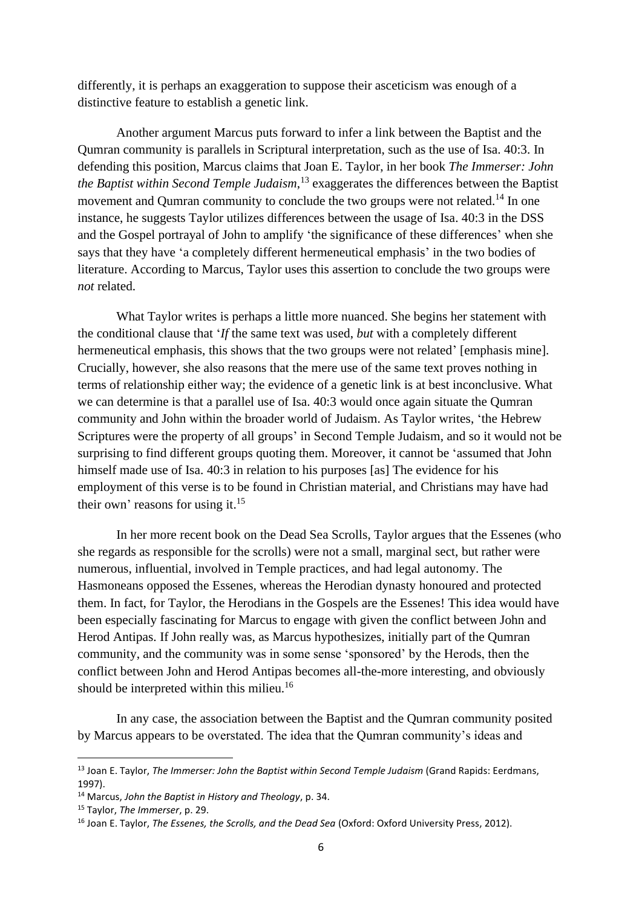differently, it is perhaps an exaggeration to suppose their asceticism was enough of a distinctive feature to establish a genetic link.

Another argument Marcus puts forward to infer a link between the Baptist and the Qumran community is parallels in Scriptural interpretation, such as the use of Isa. 40:3. In defending this position, Marcus claims that Joan E. Taylor, in her book *The Immerser: John the Baptist within Second Temple Judaism*,[13] exaggerates the differences between the Baptist movement and Qumran community to conclude the two groups were not related.[14] In one instance, he suggests Taylor utilizes differences between the usage of Isa. 40:3 in the DSS and the Gospel portrayal of John to amplify 'the significance of these differences' when she says that they have 'a completely different hermeneutical emphasis' in the two bodies of literature. According to Marcus, Taylor uses this assertion to conclude the two groups were *not* related.

What Taylor writes is perhaps a little more nuanced. She begins her statement with the conditional clause that '*If* the same text was used, *but* with a completely different hermeneutical emphasis, this shows that the two groups were not related' [emphasis mine]. Crucially, however, she also reasons that the mere use of the same text proves nothing in terms of relationship either way; the evidence of a genetic link is at best inconclusive. What we can determine is that a parallel use of Isa. 40:3 would once again situate the Qumran community and John within the broader world of Judaism. As Taylor writes, 'the Hebrew Scriptures were the property of all groups' in Second Temple Judaism, and so it would not be surprising to find different groups quoting them. Moreover, it cannot be 'assumed that John himself made use of Isa. 40:3 in relation to his purposes [as] The evidence for his employment of this verse is to be found in Christian material, and Christians may have had their own' reasons for using it.[15]

In her more recent book on the Dead Sea Scrolls, Taylor argues that the Essenes (who she regards as responsible for the scrolls) were not a small, marginal sect, but rather were numerous, influential, involved in Temple practices, and had legal autonomy. The Hasmoneans opposed the Essenes, whereas the Herodian dynasty honoured and protected them. In fact, for Taylor, the Herodians in the Gospels are the Essenes! This idea would have been especially fascinating for Marcus to engage with given the conflict between John and Herod Antipas. If John really was, as Marcus hypothesizes, initially part of the Qumran community, and the community was in some sense 'sponsored' by the Herods, then the conflict between John and Herod Antipas becomes all-the-more interesting, and obviously should be interpreted within this milieu.[16]

In any case, the association between the Baptist and the Qumran community posited by Marcus appears to be overstated. The idea that the Qumran community's ideas and

---

[13] Joan E. Taylor, *The Immerser: John the Baptist within Second Temple Judaism* (Grand Rapids: Eerdmans, 1997).

[14] Marcus, *John the Baptist in History and Theology*, p. 34.

[15] Taylor, *The Immerser*, p. 29.

[16] Joan E. Taylor, *The Essenes, the Scrolls, and the Dead Sea* (Oxford: Oxford University Press, 2012).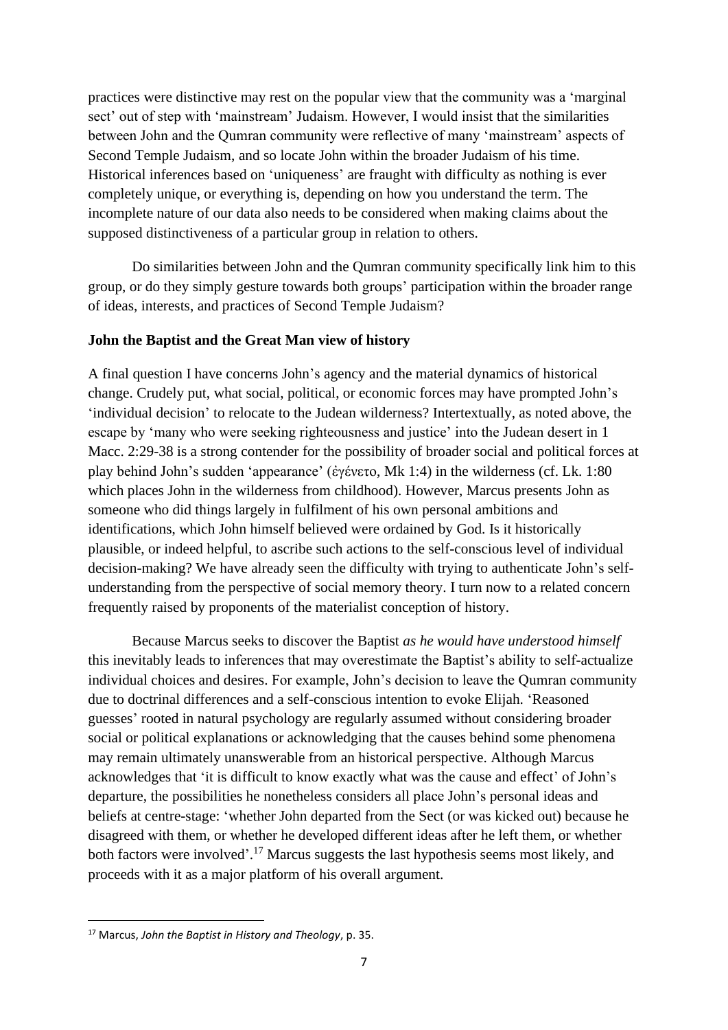practices were distinctive may rest on the popular view that the community was a 'marginal sect' out of step with 'mainstream' Judaism. However, I would insist that the similarities between John and the Qumran community were reflective of many 'mainstream' aspects of Second Temple Judaism, and so locate John within the broader Judaism of his time. Historical inferences based on 'uniqueness' are fraught with difficulty as nothing is ever completely unique, or everything is, depending on how you understand the term. The incomplete nature of our data also needs to be considered when making claims about the supposed distinctiveness of a particular group in relation to others.

Do similarities between John and the Qumran community specifically link him to this group, or do they simply gesture towards both groups' participation within the broader range of ideas, interests, and practices of Second Temple Judaism?

**John the Baptist and the Great Man view of history**

A final question I have concerns John's agency and the material dynamics of historical change. Crudely put, what social, political, or economic forces may have prompted John's 'individual decision' to relocate to the Judean wilderness? Intertextually, as noted above, the escape by 'many who were seeking righteousness and justice' into the Judean desert in 1 Macc. 2:29-38 is a strong contender for the possibility of broader social and political forces at play behind John's sudden 'appearance' (ἐγένετο, Mk 1:4) in the wilderness (cf. Lk. 1:80 which places John in the wilderness from childhood). However, Marcus presents John as someone who did things largely in fulfilment of his own personal ambitions and identifications, which John himself believed were ordained by God. Is it historically plausible, or indeed helpful, to ascribe such actions to the self-conscious level of individual decision-making? We have already seen the difficulty with trying to authenticate John's self-understanding from the perspective of social memory theory. I turn now to a related concern frequently raised by proponents of the materialist conception of history.

Because Marcus seeks to discover the Baptist *as he would have understood himself* this inevitably leads to inferences that may overestimate the Baptist's ability to self-actualize individual choices and desires. For example, John's decision to leave the Qumran community due to doctrinal differences and a self-conscious intention to evoke Elijah. 'Reasoned guesses' rooted in natural psychology are regularly assumed without considering broader social or political explanations or acknowledging that the causes behind some phenomena may remain ultimately unanswerable from an historical perspective. Although Marcus acknowledges that 'it is difficult to know exactly what was the cause and effect' of John's departure, the possibilities he nonetheless considers all place John's personal ideas and beliefs at centre-stage: 'whether John departed from the Sect (or was kicked out) because he disagreed with them, or whether he developed different ideas after he left them, or whether both factors were involved'.[17] Marcus suggests the last hypothesis seems most likely, and proceeds with it as a major platform of his overall argument.

---

[17] Marcus, *John the Baptist in History and Theology*, p. 35.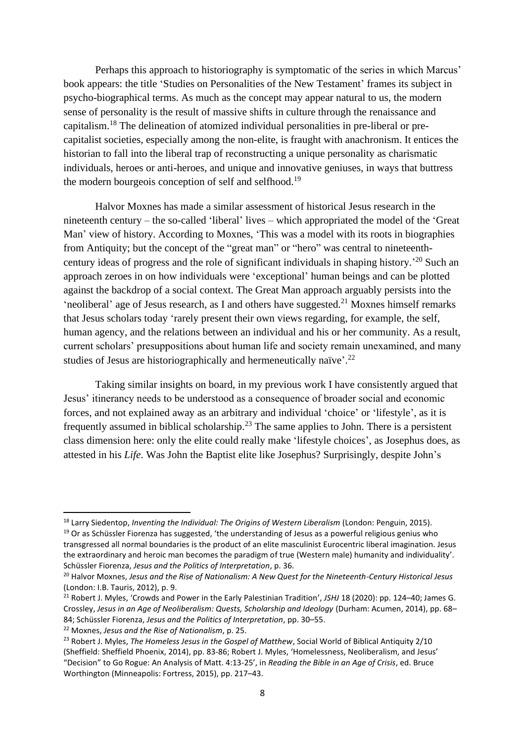Perhaps this approach to historiography is symptomatic of the series in which Marcus' book appears: the title 'Studies on Personalities of the New Testament' frames its subject in psycho-biographical terms. As much as the concept may appear natural to us, the modern sense of personality is the result of massive shifts in culture through the renaissance and capitalism.[18] The delineation of atomized individual personalities in pre-liberal or pre-capitalist societies, especially among the non-elite, is fraught with anachronism. It entices the historian to fall into the liberal trap of reconstructing a unique personality as charismatic individuals, heroes or anti-heroes, and unique and innovative geniuses, in ways that buttress the modern bourgeois conception of self and selfhood.[19]

Halvor Moxnes has made a similar assessment of historical Jesus research in the nineteenth century – the so-called 'liberal' lives – which appropriated the model of the 'Great Man' view of history. According to Moxnes, 'This was a model with its roots in biographies from Antiquity; but the concept of the "great man" or "hero" was central to nineteenth-century ideas of progress and the role of significant individuals in shaping history.'[20] Such an approach zeroes in on how individuals were 'exceptional' human beings and can be plotted against the backdrop of a social context. The Great Man approach arguably persists into the 'neoliberal' age of Jesus research, as I and others have suggested.[21] Moxnes himself remarks that Jesus scholars today 'rarely present their own views regarding, for example, the self, human agency, and the relations between an individual and his or her community. As a result, current scholars' presuppositions about human life and society remain unexamined, and many studies of Jesus are historiographically and hermeneutically naïve'.[22]

Taking similar insights on board, in my previous work I have consistently argued that Jesus' itinerancy needs to be understood as a consequence of broader social and economic forces, and not explained away as an arbitrary and individual 'choice' or 'lifestyle', as it is frequently assumed in biblical scholarship.[23] The same applies to John. There is a persistent class dimension here: only the elite could really make 'lifestyle choices', as Josephus does, as attested in his *Life*. Was John the Baptist elite like Josephus? Surprisingly, despite John's

---

[18] Larry Siedentop, *Inventing the Individual: The Origins of Western Liberalism* (London: Penguin, 2015).

[19] Or as Schüssler Fiorenza has suggested, 'the understanding of Jesus as a powerful religious genius who transgressed all normal boundaries is the product of an elite masculinist Eurocentric liberal imagination. Jesus the extraordinary and heroic man becomes the paradigm of true (Western male) humanity and individuality'. Schüssler Fiorenza, *Jesus and the Politics of Interpretation*, p. 36.

[20] Halvor Moxnes, *Jesus and the Rise of Nationalism: A New Quest for the Nineteenth-Century Historical Jesus* (London: I.B. Tauris, 2012), p. 9.

[21] Robert J. Myles, 'Crowds and Power in the Early Palestinian Tradition', *JSHJ* 18 (2020): pp. 124–40; James G. Crossley, *Jesus in an Age of Neoliberalism: Quests, Scholarship and Ideology* (Durham: Acumen, 2014), pp. 68–84; Schüssler Fiorenza, *Jesus and the Politics of Interpretation*, pp. 30–55.

[22] Moxnes, *Jesus and the Rise of Nationalism*, p. 25.

[23] Robert J. Myles, *The Homeless Jesus in the Gospel of Matthew*, Social World of Biblical Antiquity 2/10 (Sheffield: Sheffield Phoenix, 2014), pp. 83-86; Robert J. Myles, 'Homelessness, Neoliberalism, and Jesus' "Decision" to Go Rogue: An Analysis of Matt. 4:13-25', in *Reading the Bible in an Age of Crisis*, ed. Bruce Worthington (Minneapolis: Fortress, 2015), pp. 217–43.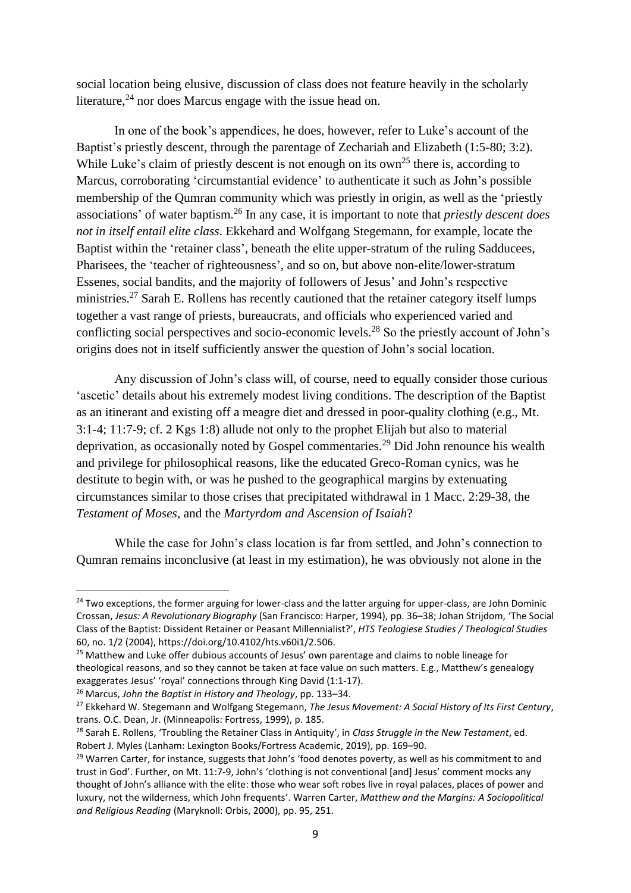social location being elusive, discussion of class does not feature heavily in the scholarly literature,[24] nor does Marcus engage with the issue head on.

In one of the book's appendices, he does, however, refer to Luke's account of the Baptist's priestly descent, through the parentage of Zechariah and Elizabeth (1:5-80; 3:2). While Luke's claim of priestly descent is not enough on its own[25] there is, according to Marcus, corroborating 'circumstantial evidence' to authenticate it such as John's possible membership of the Qumran community which was priestly in origin, as well as the 'priestly associations' of water baptism.[26] In any case, it is important to note that *priestly descent does not in itself entail elite class*. Ekkehard and Wolfgang Stegemann, for example, locate the Baptist within the 'retainer class', beneath the elite upper-stratum of the ruling Sadducees, Pharisees, the 'teacher of righteousness', and so on, but above non-elite/lower-stratum Essenes, social bandits, and the majority of followers of Jesus' and John's respective ministries.[27] Sarah E. Rollens has recently cautioned that the retainer category itself lumps together a vast range of priests, bureaucrats, and officials who experienced varied and conflicting social perspectives and socio-economic levels.[28] So the priestly account of John's origins does not in itself sufficiently answer the question of John's social location.

Any discussion of John's class will, of course, need to equally consider those curious 'ascetic' details about his extremely modest living conditions. The description of the Baptist as an itinerant and existing off a meagre diet and dressed in poor-quality clothing (e.g., Mt. 3:1-4; 11:7-9; cf. 2 Kgs 1:8) allude not only to the prophet Elijah but also to material deprivation, as occasionally noted by Gospel commentaries.[29] Did John renounce his wealth and privilege for philosophical reasons, like the educated Greco-Roman cynics, was he destitute to begin with, or was he pushed to the geographical margins by extenuating circumstances similar to those crises that precipitated withdrawal in 1 Macc. 2:29-38, the *Testament of Moses*, and the *Martyrdom and Ascension of Isaiah*?

While the case for John's class location is far from settled, and John's connection to Qumran remains inconclusive (at least in my estimation), he was obviously not alone in the

---

[24] Two exceptions, the former arguing for lower-class and the latter arguing for upper-class, are John Dominic Crossan, *Jesus: A Revolutionary Biography* (San Francisco: Harper, 1994), pp. 36–38; Johan Strijdom, 'The Social Class of the Baptist: Dissident Retainer or Peasant Millennialist?', *HTS Teologiese Studies / Theological Studies* 60, no. 1/2 (2004), https://doi.org/10.4102/hts.v60i1/2.506.

[25] Matthew and Luke offer dubious accounts of Jesus' own parentage and claims to noble lineage for theological reasons, and so they cannot be taken at face value on such matters. E.g., Matthew's genealogy exaggerates Jesus' 'royal' connections through King David (1:1-17).

[26] Marcus, *John the Baptist in History and Theology*, pp. 133–34.

[27] Ekkehard W. Stegemann and Wolfgang Stegemann, *The Jesus Movement: A Social History of Its First Century*, trans. O.C. Dean, Jr. (Minneapolis: Fortress, 1999), p. 185.

[28] Sarah E. Rollens, 'Troubling the Retainer Class in Antiquity', in *Class Struggle in the New Testament*, ed. Robert J. Myles (Lanham: Lexington Books/Fortress Academic, 2019), pp. 169–90.

[29] Warren Carter, for instance, suggests that John's 'food denotes poverty, as well as his commitment to and trust in God'. Further, on Mt. 11:7-9, John's 'clothing is not conventional [and] Jesus' comment mocks any thought of John's alliance with the elite: those who wear soft robes live in royal palaces, places of power and luxury, not the wilderness, which John frequents'. Warren Carter, *Matthew and the Margins: A Sociopolitical and Religious Reading* (Maryknoll: Orbis, 2000), pp. 95, 251.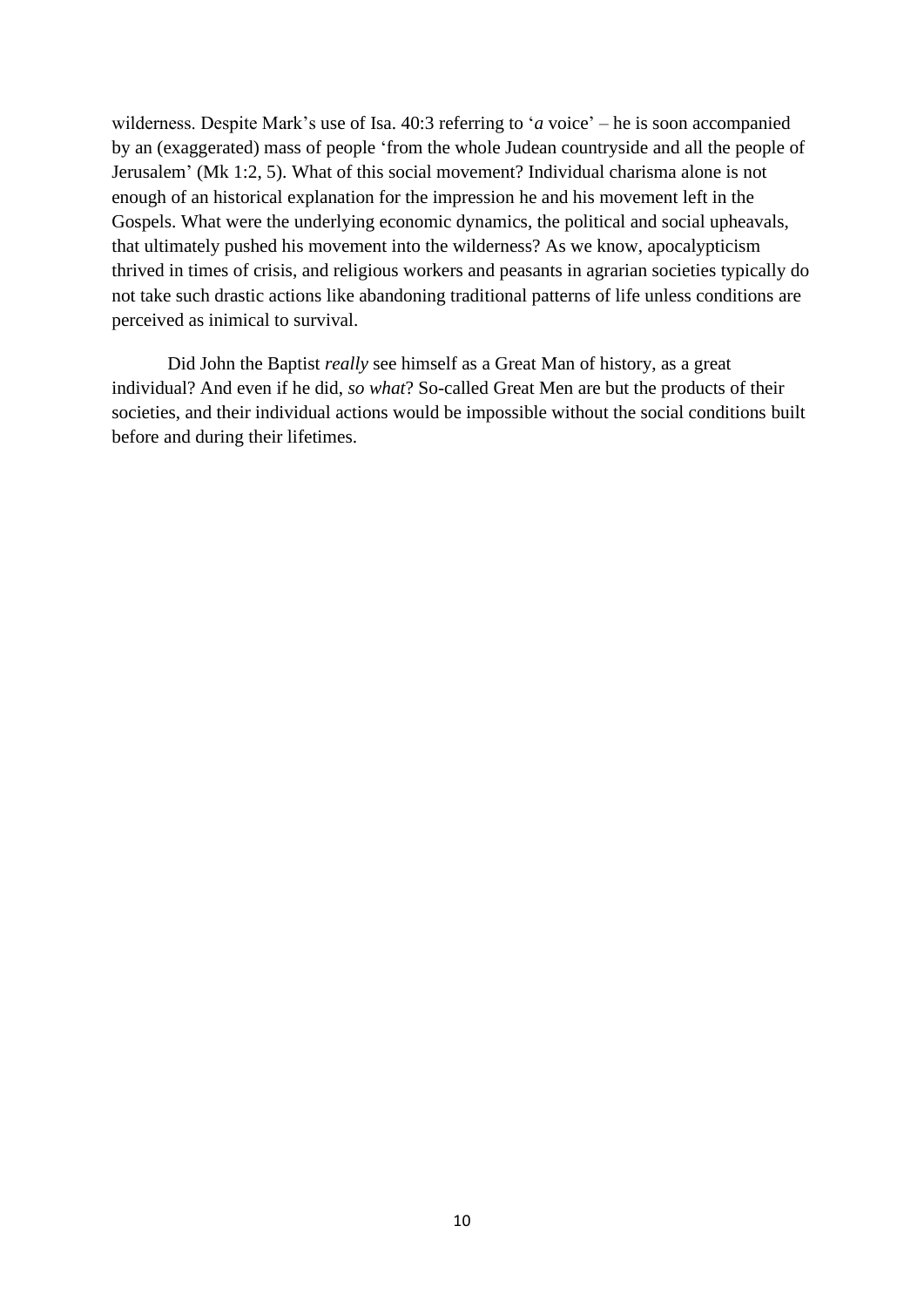wilderness. Despite Mark's use of Isa. 40:3 referring to '*a* voice' – he is soon accompanied by an (exaggerated) mass of people 'from the whole Judean countryside and all the people of Jerusalem' (Mk 1:2, 5). What of this social movement? Individual charisma alone is not enough of an historical explanation for the impression he and his movement left in the Gospels. What were the underlying economic dynamics, the political and social upheavals, that ultimately pushed his movement into the wilderness? As we know, apocalypticism thrived in times of crisis, and religious workers and peasants in agrarian societies typically do not take such drastic actions like abandoning traditional patterns of life unless conditions are perceived as inimical to survival.

Did John the Baptist *really* see himself as a Great Man of history, as a great individual? And even if he did, *so what*? So-called Great Men are but the products of their societies, and their individual actions would be impossible without the social conditions built before and during their lifetimes.